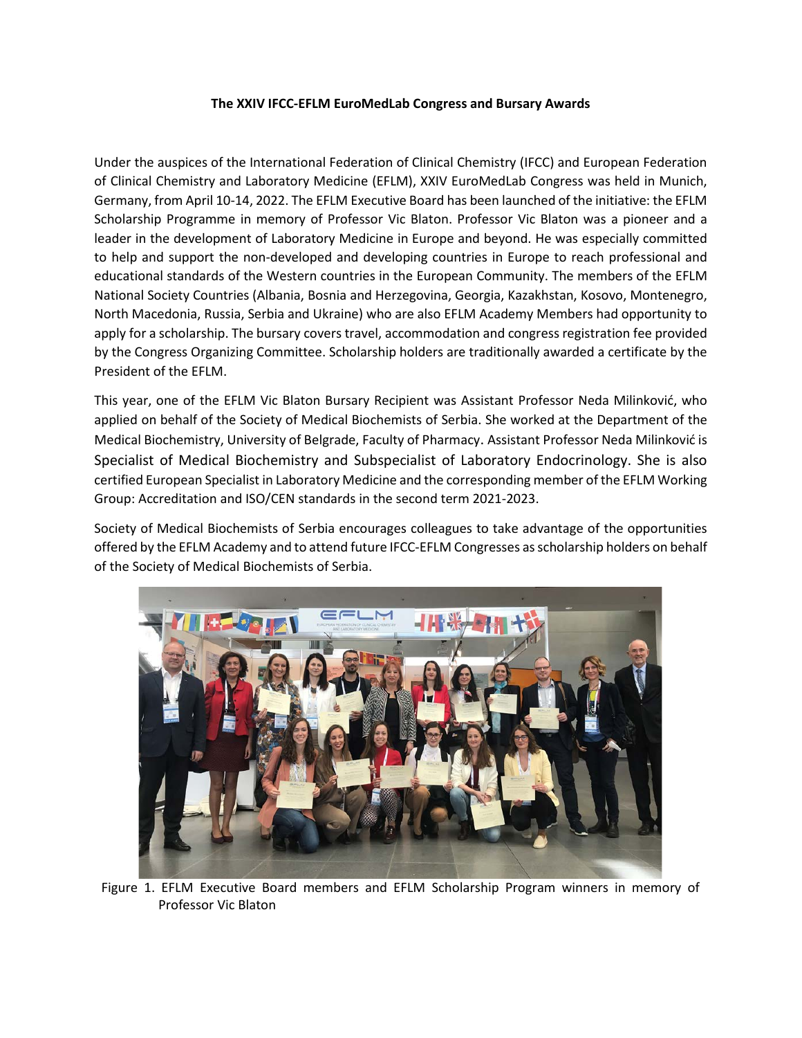**The XXIV IFCC-EFLM EuroMedLab Congress and Bursary Awards**

Under the auspices of the International Federation of Clinical Chemistry (IFCC) and European Federation of Clinical Chemistry and Laboratory Medicine (EFLM), XXIV EuroMedLab Congress was held in Munich, Germany, from April 10-14, 2022. The EFLM Executive Board has been launched of the initiative: the EFLM Scholarship Programme in memory of Professor Vic Blaton. Professor Vic Blaton was a pioneer and a leader in the development of Laboratory Medicine in Europe and beyond. He was especially committed to help and support the non-developed and developing countries in Europe to reach professional and educational standards of the Western countries in the European Community. The members of the EFLM National Society Countries (Albania, Bosnia and Herzegovina, Georgia, Kazakhstan, Kosovo, Montenegro, North Macedonia, Russia, Serbia and Ukraine) who are also EFLM Academy Members had opportunity to apply for a scholarship. The bursary covers travel, accommodation and congress registration fee provided by the Congress Organizing Committee. Scholarship holders are traditionally awarded a certificate by the President of the EFLM.

This year, one of the EFLM Vic Blaton Bursary Recipient was Assistant Professor Neda Milinković, who applied on behalf of the Society of Medical Biochemists of Serbia. She worked at the Department of the Medical Biochemistry, University of Belgrade, Faculty of Pharmacy. Assistant Professor Neda Milinković is Specialist of Medical Biochemistry and Subspecialist of Laboratory Endocrinology. She is also certified European Specialist in Laboratory Medicine and the corresponding member of the EFLM Working Group: Accreditation and ISO/CEN standards in the second term 2021-2023.

Society of Medical Biochemists of Serbia encourages colleagues to take advantage of the opportunities offered by the EFLM Academy and to attend future IFCC-EFLM Congresses as scholarship holders on behalf of the Society of Medical Biochemists of Serbia.

Figure 1. EFLM Executive Board members and EFLM Scholarship Program winners in memory of Professor Vic Blaton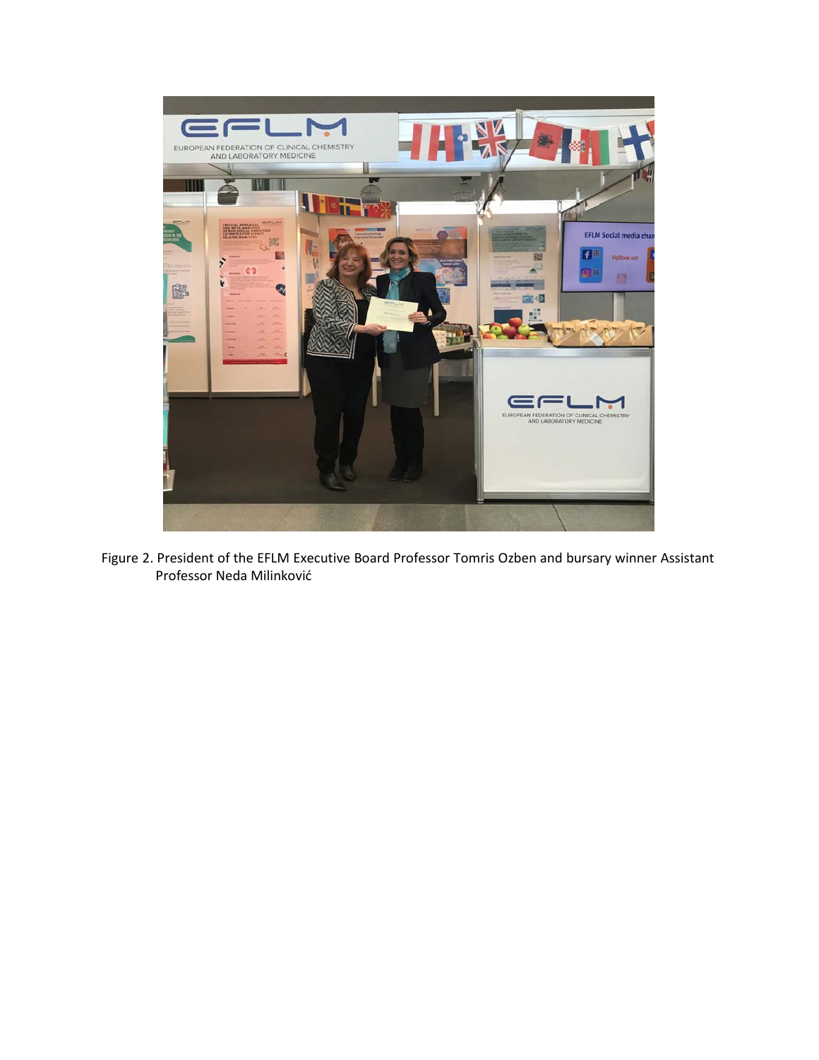Figure 2. President of the EFLM Executive Board Professor Tomris Ozben and bursary winner Assistant Professor Neda Milinković